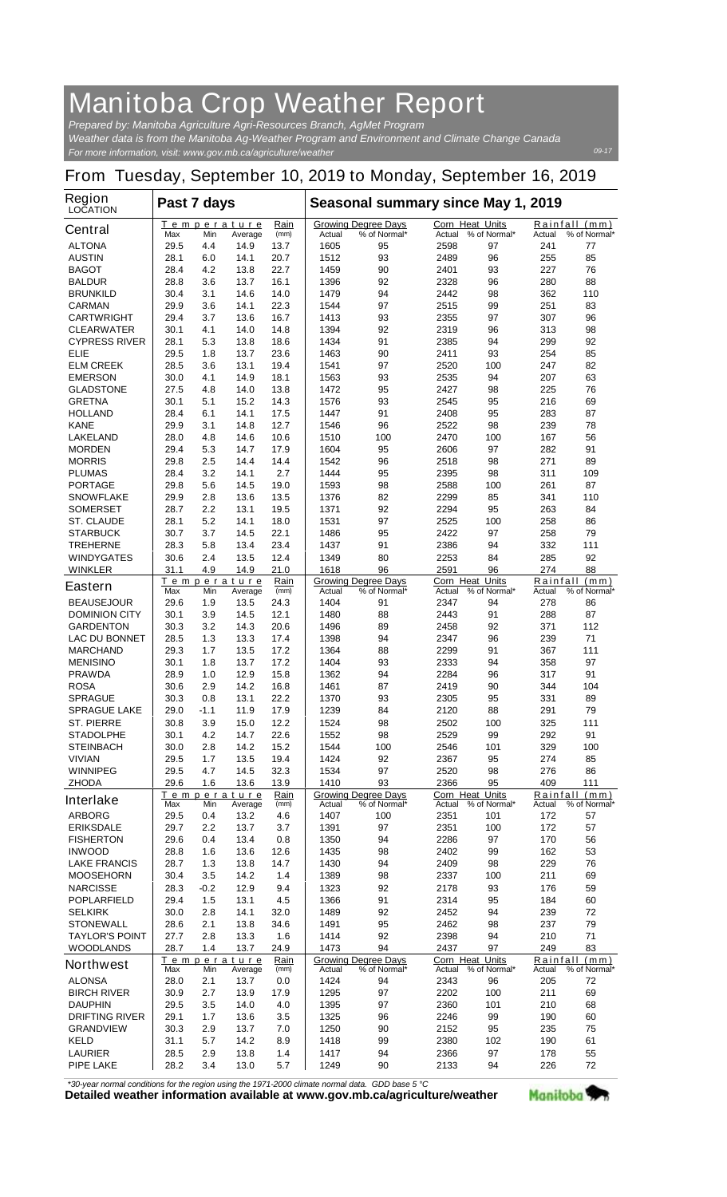# Manitoba Crop Weather Report

*Prepared by: Manitoba Agriculture Agri-Resources Branch, AgMet Program*
*Weather data is from the Manitoba Ag-Weather Program and Environment and Climate Change Canada*
*For more information, visit: www.gov.mb.ca/agriculture/weather*

09-17

## From Tuesday, September 10, 2019 to Monday, September 16, 2019

| Region LOCATION | Past 7 days | | | | Seasonal summary since May 1, 2019 | | | | | |
|---|---|---|---|---|---|---|---|---|---|---|
| | Temperature | | | Rain | Growing Degree Days | | Corn Heat Units | | Rainfall (mm) | |
| **Central** | Max | Min | Average | (mm) | Actual | % of Normal* | Actual | % of Normal* | Actual | % of Normal* |
| ALTONA | 29.5 | 4.4 | 14.9 | 13.7 | 1605 | 95 | 2598 | 97 | 241 | 77 |
| AUSTIN | 28.1 | 6.0 | 14.1 | 20.7 | 1512 | 93 | 2489 | 96 | 255 | 85 |
| BAGOT | 28.4 | 4.2 | 13.8 | 22.7 | 1459 | 90 | 2401 | 93 | 227 | 76 |
| BALDUR | 28.8 | 3.6 | 13.7 | 16.1 | 1396 | 92 | 2328 | 96 | 280 | 88 |
| BRUNKILD | 30.4 | 3.1 | 14.6 | 14.0 | 1479 | 94 | 2442 | 98 | 362 | 110 |
| CARMAN | 29.9 | 3.6 | 14.1 | 22.3 | 1544 | 97 | 2515 | 99 | 251 | 83 |
| CARTWRIGHT | 29.4 | 3.7 | 13.6 | 16.7 | 1413 | 93 | 2355 | 97 | 307 | 96 |
| CLEARWATER | 30.1 | 4.1 | 14.0 | 14.8 | 1394 | 92 | 2319 | 96 | 313 | 98 |
| CYPRESS RIVER | 28.1 | 5.3 | 13.8 | 18.6 | 1434 | 91 | 2385 | 94 | 299 | 92 |
| ELIE | 29.5 | 1.8 | 13.7 | 23.6 | 1463 | 90 | 2411 | 93 | 254 | 85 |
| ELM CREEK | 28.5 | 3.6 | 13.1 | 19.4 | 1541 | 97 | 2520 | 100 | 247 | 82 |
| EMERSON | 30.0 | 4.1 | 14.9 | 18.1 | 1563 | 93 | 2535 | 94 | 207 | 63 |
| GLADSTONE | 27.5 | 4.8 | 14.0 | 13.8 | 1472 | 95 | 2427 | 98 | 225 | 76 |
| GRETNA | 30.1 | 5.1 | 15.2 | 14.3 | 1576 | 93 | 2545 | 95 | 216 | 69 |
| HOLLAND | 28.4 | 6.1 | 14.1 | 17.5 | 1447 | 91 | 2408 | 95 | 283 | 87 |
| KANE | 29.9 | 3.1 | 14.8 | 12.7 | 1546 | 96 | 2522 | 98 | 239 | 78 |
| LAKELAND | 28.0 | 4.8 | 14.6 | 10.6 | 1510 | 100 | 2470 | 100 | 167 | 56 |
| MORDEN | 29.4 | 5.3 | 14.7 | 17.9 | 1604 | 95 | 2606 | 97 | 282 | 91 |
| MORRIS | 29.8 | 2.5 | 14.4 | 14.4 | 1542 | 96 | 2518 | 98 | 271 | 89 |
| PLUMAS | 28.4 | 3.2 | 14.1 | 2.7 | 1444 | 95 | 2395 | 98 | 311 | 109 |
| PORTAGE | 29.8 | 5.6 | 14.5 | 19.0 | 1593 | 98 | 2588 | 100 | 261 | 87 |
| SNOWFLAKE | 29.9 | 2.8 | 13.6 | 13.5 | 1376 | 82 | 2299 | 85 | 341 | 110 |
| SOMERSET | 28.7 | 2.2 | 13.1 | 19.5 | 1371 | 92 | 2294 | 95 | 263 | 84 |
| ST. CLAUDE | 28.1 | 5.2 | 14.1 | 18.0 | 1531 | 97 | 2525 | 100 | 258 | 86 |
| STARBUCK | 30.7 | 3.7 | 14.5 | 22.1 | 1486 | 95 | 2422 | 97 | 258 | 79 |
| TREHERNE | 28.3 | 5.8 | 13.4 | 23.4 | 1437 | 91 | 2386 | 94 | 332 | 111 |
| WINDYGATES | 30.6 | 2.4 | 13.5 | 12.4 | 1349 | 80 | 2253 | 84 | 285 | 92 |
| WINKLER | 31.1 | 4.9 | 14.9 | 21.0 | 1618 | 96 | 2591 | 96 | 274 | 88 |
| **Eastern** | Max | Min | Average | (mm) | Actual | % of Normal* | Actual | % of Normal* | Actual | % of Normal* |
| BEAUSEJOUR | 29.6 | 1.9 | 13.5 | 24.3 | 1404 | 91 | 2347 | 94 | 278 | 86 |
| DOMINION CITY | 30.1 | 3.9 | 14.5 | 12.1 | 1480 | 88 | 2443 | 91 | 288 | 87 |
| GARDENTON | 30.3 | 3.2 | 14.3 | 20.6 | 1496 | 89 | 2458 | 92 | 371 | 112 |
| LAC DU BONNET | 28.5 | 1.3 | 13.3 | 17.4 | 1398 | 94 | 2347 | 96 | 239 | 71 |
| MARCHAND | 29.3 | 1.7 | 13.5 | 17.2 | 1364 | 88 | 2299 | 91 | 367 | 111 |
| MENISINO | 30.1 | 1.8 | 13.7 | 17.2 | 1404 | 93 | 2333 | 94 | 358 | 97 |
| PRAWDA | 28.9 | 1.0 | 12.9 | 15.8 | 1362 | 94 | 2284 | 96 | 317 | 91 |
| ROSA | 30.6 | 2.9 | 14.2 | 16.8 | 1461 | 87 | 2419 | 90 | 344 | 104 |
| SPRAGUE | 30.3 | 0.8 | 13.1 | 22.2 | 1370 | 93 | 2305 | 95 | 331 | 89 |
| SPRAGUE LAKE | 29.0 | -1.1 | 11.9 | 17.9 | 1239 | 84 | 2120 | 88 | 291 | 79 |
| ST. PIERRE | 30.8 | 3.9 | 15.0 | 12.2 | 1524 | 98 | 2502 | 100 | 325 | 111 |
| STADOLPHE | 30.1 | 4.2 | 14.7 | 22.6 | 1552 | 98 | 2529 | 99 | 292 | 91 |
| STEINBACH | 30.0 | 2.8 | 14.2 | 15.2 | 1544 | 100 | 2546 | 101 | 329 | 100 |
| VIVIAN | 29.5 | 1.7 | 13.5 | 19.4 | 1424 | 92 | 2367 | 95 | 274 | 85 |
| WINNIPEG | 29.5 | 4.7 | 14.5 | 32.3 | 1534 | 97 | 2520 | 98 | 276 | 86 |
| ZHODA | 29.6 | 1.6 | 13.6 | 13.9 | 1410 | 93 | 2366 | 95 | 409 | 111 |
| **Interlake** | Max | Min | Average | (mm) | Actual | % of Normal* | Actual | % of Normal* | Actual | % of Normal* |
| ARBORG | 29.5 | 0.4 | 13.2 | 4.6 | 1407 | 100 | 2351 | 101 | 172 | 57 |
| ERIKSDALE | 29.7 | 2.2 | 13.7 | 3.7 | 1391 | 97 | 2351 | 100 | 172 | 57 |
| FISHERTON | 29.6 | 0.4 | 13.4 | 0.8 | 1350 | 94 | 2286 | 97 | 170 | 56 |
| INWOOD | 28.8 | 1.6 | 13.6 | 12.6 | 1435 | 98 | 2402 | 99 | 162 | 53 |
| LAKE FRANCIS | 28.7 | 1.3 | 13.8 | 14.7 | 1430 | 94 | 2409 | 98 | 229 | 76 |
| MOOSEHORN | 30.4 | 3.5 | 14.2 | 1.4 | 1389 | 98 | 2337 | 100 | 211 | 69 |
| NARCISSE | 28.3 | -0.2 | 12.9 | 9.4 | 1323 | 92 | 2178 | 93 | 176 | 59 |
| POPLARFIELD | 29.4 | 1.5 | 13.1 | 4.5 | 1366 | 91 | 2314 | 95 | 184 | 60 |
| SELKIRK | 30.0 | 2.8 | 14.1 | 32.0 | 1489 | 92 | 2452 | 94 | 239 | 72 |
| STONEWALL | 28.6 | 2.1 | 13.8 | 34.6 | 1491 | 95 | 2462 | 98 | 237 | 79 |
| TAYLOR'S POINT | 27.7 | 2.8 | 13.3 | 1.6 | 1414 | 92 | 2398 | 94 | 210 | 71 |
| WOODLANDS | 28.7 | 1.4 | 13.7 | 24.9 | 1473 | 94 | 2437 | 97 | 249 | 83 |
| **Northwest** | Max | Min | Average | (mm) | Actual | % of Normal* | Actual | % of Normal* | Actual | % of Normal* |
| ALONSA | 28.0 | 2.1 | 13.7 | 0.0 | 1424 | 94 | 2343 | 96 | 205 | 72 |
| BIRCH RIVER | 30.9 | 2.7 | 13.9 | 17.9 | 1295 | 97 | 2202 | 100 | 211 | 69 |
| DAUPHIN | 29.5 | 3.5 | 14.0 | 4.0 | 1395 | 97 | 2360 | 101 | 210 | 68 |
| DRIFTING RIVER | 29.1 | 1.7 | 13.6 | 3.5 | 1325 | 96 | 2246 | 99 | 190 | 60 |
| GRANDVIEW | 30.3 | 2.9 | 13.7 | 7.0 | 1250 | 90 | 2152 | 95 | 235 | 75 |
| KELD | 31.1 | 5.7 | 14.2 | 8.9 | 1418 | 99 | 2380 | 102 | 190 | 61 |
| LAURIER | 28.5 | 2.9 | 13.8 | 1.4 | 1417 | 94 | 2366 | 97 | 178 | 55 |
| PIPE LAKE | 28.2 | 3.4 | 13.0 | 5.7 | 1249 | 90 | 2133 | 94 | 226 | 72 |

*\*30-year normal conditions for the region using the 1971-2000 climate normal data. GDD base 5 °C*

**Detailed weather information available at www.gov.mb.ca/agriculture/weather**

Manitoba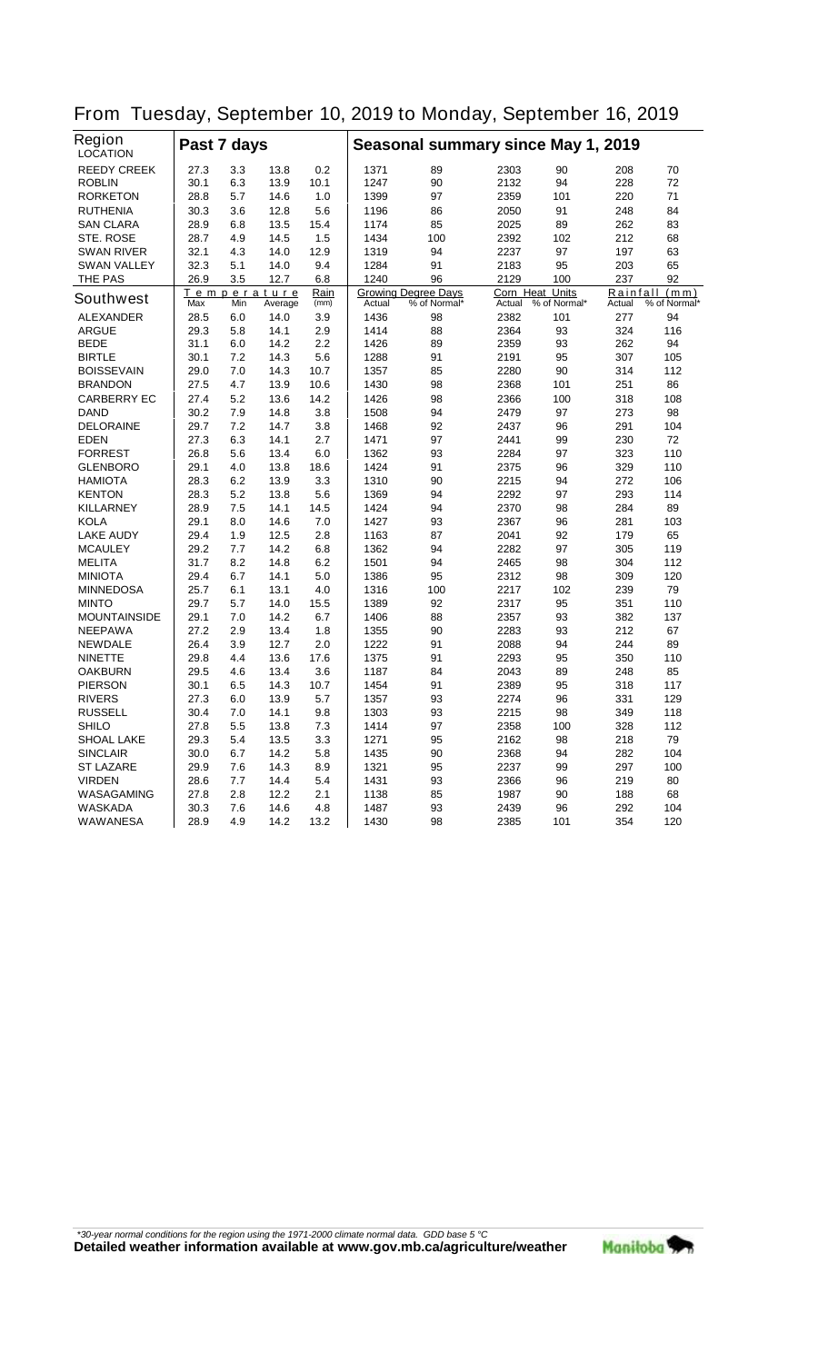# From Tuesday, September 10, 2019 to Monday, September 16, 2019

| Region LOCATION | Past 7 days | | | | Seasonal summary since May 1, 2019 | | | | | |
|---|---|---|---|---|---|---|---|---|---|---|
| REEDY CREEK | 27.3 | 3.3 | 13.8 | 0.2 | 1371 | 89 | 2303 | 90 | 208 | 70 |
| ROBLIN | 30.1 | 6.3 | 13.9 | 10.1 | 1247 | 90 | 2132 | 94 | 228 | 72 |
| RORKETON | 28.8 | 5.7 | 14.6 | 1.0 | 1399 | 97 | 2359 | 101 | 220 | 71 |
| RUTHENIA | 30.3 | 3.6 | 12.8 | 5.6 | 1196 | 86 | 2050 | 91 | 248 | 84 |
| SAN CLARA | 28.9 | 6.8 | 13.5 | 15.4 | 1174 | 85 | 2025 | 89 | 262 | 83 |
| STE. ROSE | 28.7 | 4.9 | 14.5 | 1.5 | 1434 | 100 | 2392 | 102 | 212 | 68 |
| SWAN RIVER | 32.1 | 4.3 | 14.0 | 12.9 | 1319 | 94 | 2237 | 97 | 197 | 63 |
| SWAN VALLEY | 32.3 | 5.1 | 14.0 | 9.4 | 1284 | 91 | 2183 | 95 | 203 | 65 |
| THE PAS | 26.9 | 3.5 | 12.7 | 6.8 | 1240 | 96 | 2129 | 100 | 237 | 92 |

| Southwest | Temperature | | | Rain | Growing Degree Days | | Corn Heat Units | | Rainfall (mm) | |
|---|---|---|---|---|---|---|---|---|---|---|
| | Max | Min | Average | (mm) | Actual | % of Normal* | Actual | % of Normal* | Actual | % of Normal* |
| ALEXANDER | 28.5 | 6.0 | 14.0 | 3.9 | 1436 | 98 | 2382 | 101 | 277 | 94 |
| ARGUE | 29.3 | 5.8 | 14.1 | 2.9 | 1414 | 88 | 2364 | 93 | 324 | 116 |
| BEDE | 31.1 | 6.0 | 14.2 | 2.2 | 1426 | 89 | 2359 | 93 | 262 | 94 |
| BIRTLE | 30.1 | 7.2 | 14.3 | 5.6 | 1288 | 91 | 2191 | 95 | 307 | 105 |
| BOISSEVAIN | 29.0 | 7.0 | 14.3 | 10.7 | 1357 | 85 | 2280 | 90 | 314 | 112 |
| BRANDON | 27.5 | 4.7 | 13.9 | 10.6 | 1430 | 98 | 2368 | 101 | 251 | 86 |
| CARBERRY EC | 27.4 | 5.2 | 13.6 | 14.2 | 1426 | 98 | 2366 | 100 | 318 | 108 |
| DAND | 30.2 | 7.9 | 14.8 | 3.8 | 1508 | 94 | 2479 | 97 | 273 | 98 |
| DELORAINE | 29.7 | 7.2 | 14.7 | 3.8 | 1468 | 92 | 2437 | 96 | 291 | 104 |
| EDEN | 27.3 | 6.3 | 14.1 | 2.7 | 1471 | 97 | 2441 | 99 | 230 | 72 |
| FORREST | 26.8 | 5.6 | 13.4 | 6.0 | 1362 | 93 | 2284 | 97 | 323 | 110 |
| GLENBORO | 29.1 | 4.0 | 13.8 | 18.6 | 1424 | 91 | 2375 | 96 | 329 | 110 |
| HAMIOTA | 28.3 | 6.2 | 13.9 | 3.3 | 1310 | 90 | 2215 | 94 | 272 | 106 |
| KENTON | 28.3 | 5.2 | 13.8 | 5.6 | 1369 | 94 | 2292 | 97 | 293 | 114 |
| KILLARNEY | 28.9 | 7.5 | 14.1 | 14.5 | 1424 | 94 | 2370 | 98 | 284 | 89 |
| KOLA | 29.1 | 8.0 | 14.6 | 7.0 | 1427 | 93 | 2367 | 96 | 281 | 103 |
| LAKE AUDY | 29.4 | 1.9 | 12.5 | 2.8 | 1163 | 87 | 2041 | 92 | 179 | 65 |
| MCAULEY | 29.2 | 7.7 | 14.2 | 6.8 | 1362 | 94 | 2282 | 97 | 305 | 119 |
| MELITA | 31.7 | 8.2 | 14.8 | 6.2 | 1501 | 94 | 2465 | 98 | 304 | 112 |
| MINIOTA | 29.4 | 6.7 | 14.1 | 5.0 | 1386 | 95 | 2312 | 98 | 309 | 120 |
| MINNEDOSA | 25.7 | 6.1 | 13.1 | 4.0 | 1316 | 100 | 2217 | 102 | 239 | 79 |
| MINTO | 29.7 | 5.7 | 14.0 | 15.5 | 1389 | 92 | 2317 | 95 | 351 | 110 |
| MOUNTAINSIDE | 29.1 | 7.0 | 14.2 | 6.7 | 1406 | 88 | 2357 | 93 | 382 | 137 |
| NEEPAWA | 27.2 | 2.9 | 13.4 | 1.8 | 1355 | 90 | 2283 | 93 | 212 | 67 |
| NEWDALE | 26.4 | 3.9 | 12.7 | 2.0 | 1222 | 91 | 2088 | 94 | 244 | 89 |
| NINETTE | 29.8 | 4.4 | 13.6 | 17.6 | 1375 | 91 | 2293 | 95 | 350 | 110 |
| OAKBURN | 29.5 | 4.6 | 13.4 | 3.6 | 1187 | 84 | 2043 | 89 | 248 | 85 |
| PIERSON | 30.1 | 6.5 | 14.3 | 10.7 | 1454 | 91 | 2389 | 95 | 318 | 117 |
| RIVERS | 27.3 | 6.0 | 13.9 | 5.7 | 1357 | 93 | 2274 | 96 | 331 | 129 |
| RUSSELL | 30.4 | 7.0 | 14.1 | 9.8 | 1303 | 93 | 2215 | 98 | 349 | 118 |
| SHILO | 27.8 | 5.5 | 13.8 | 7.3 | 1414 | 97 | 2358 | 100 | 328 | 112 |
| SHOAL LAKE | 29.3 | 5.4 | 13.5 | 3.3 | 1271 | 95 | 2162 | 98 | 218 | 79 |
| SINCLAIR | 30.0 | 6.7 | 14.2 | 5.8 | 1435 | 90 | 2368 | 94 | 282 | 104 |
| ST LAZARE | 29.9 | 7.6 | 14.3 | 8.9 | 1321 | 95 | 2237 | 99 | 297 | 100 |
| VIRDEN | 28.6 | 7.7 | 14.4 | 5.4 | 1431 | 93 | 2366 | 96 | 219 | 80 |
| WASAGAMING | 27.8 | 2.8 | 12.2 | 2.1 | 1138 | 85 | 1987 | 90 | 188 | 68 |
| WASKADA | 30.3 | 7.6 | 14.6 | 4.8 | 1487 | 93 | 2439 | 96 | 292 | 104 |
| WAWANESA | 28.9 | 4.9 | 14.2 | 13.2 | 1430 | 98 | 2385 | 101 | 354 | 120 |

*30-year normal conditions for the region using the 1971-2000 climate normal data. GDD base 5 °C

**Detailed weather information available at www.gov.mb.ca/agriculture/weather**

Manitoba